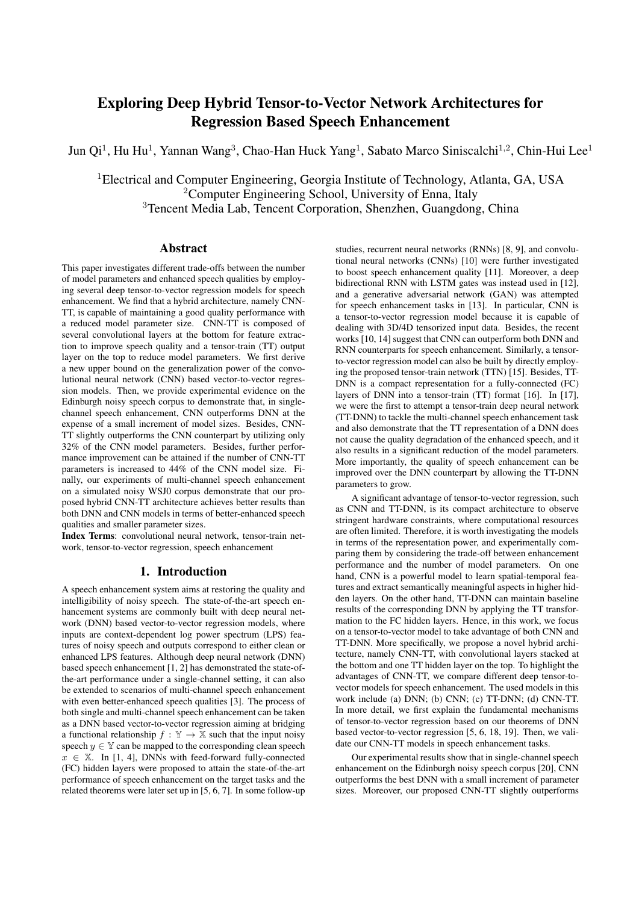# Exploring Deep Hybrid Tensor-to-Vector Network Architectures for Regression Based Speech Enhancement

Jun Qi[1], Hu Hu[1], Yannan Wang[3], Chao-Han Huck Yang[1], Sabato Marco Siniscalchi[1,2], Chin-Hui Lee[1]

[1]Electrical and Computer Engineering, Georgia Institute of Technology, Atlanta, GA, USA
[2]Computer Engineering School, University of Enna, Italy
[3]Tencent Media Lab, Tencent Corporation, Shenzhen, Guangdong, China

## Abstract

This paper investigates different trade-offs between the number of model parameters and enhanced speech qualities by employing several deep tensor-to-vector regression models for speech enhancement. We find that a hybrid architecture, namely CNN-TT, is capable of maintaining a good quality performance with a reduced model parameter size. CNN-TT is composed of several convolutional layers at the bottom for feature extraction to improve speech quality and a tensor-train (TT) output layer on the top to reduce model parameters. We first derive a new upper bound on the generalization power of the convolutional neural network (CNN) based vector-to-vector regression models. Then, we provide experimental evidence on the Edinburgh noisy speech corpus to demonstrate that, in single-channel speech enhancement, CNN outperforms DNN at the expense of a small increment of model sizes. Besides, CNN-TT slightly outperforms the CNN counterpart by utilizing only 32% of the CNN model parameters. Besides, further performance improvement can be attained if the number of CNN-TT parameters is increased to 44% of the CNN model size. Finally, our experiments of multi-channel speech enhancement on a simulated noisy WSJ0 corpus demonstrate that our proposed hybrid CNN-TT architecture achieves better results than both DNN and CNN models in terms of better-enhanced speech qualities and smaller parameter sizes.

**Index Terms**: convolutional neural network, tensor-train network, tensor-to-vector regression, speech enhancement

## 1. Introduction

A speech enhancement system aims at restoring the quality and intelligibility of noisy speech. The state-of-the-art speech enhancement systems are commonly built with deep neural network (DNN) based vector-to-vector regression models, where inputs are context-dependent log power spectrum (LPS) features of noisy speech and outputs correspond to either clean or enhanced LPS features. Although deep neural network (DNN) based speech enhancement [1, 2] has demonstrated the state-of-the-art performance under a single-channel setting, it can also be extended to scenarios of multi-channel speech enhancement with even better-enhanced speech qualities [3]. The process of both single and multi-channel speech enhancement can be taken as a DNN based vector-to-vector regression aiming at bridging a functional relationship $f : \mathbb{Y} \rightarrow \mathbb{X}$ such that the input noisy speech $y \in \mathbb{Y}$ can be mapped to the corresponding clean speech $x \in \mathbb{X}$. In [1, 4], DNNs with feed-forward fully-connected (FC) hidden layers were proposed to attain the state-of-the-art performance of speech enhancement on the target tasks and the related theorems were later set up in [5, 6, 7]. In some follow-up studies, recurrent neural networks (RNNs) [8, 9], and convolutional neural networks (CNNs) [10] were further investigated to boost speech enhancement quality [11]. Moreover, a deep bidirectional RNN with LSTM gates was instead used in [12], and a generative adversarial network (GAN) was attempted for speech enhancement tasks in [13]. In particular, CNN is a tensor-to-vector regression model because it is capable of dealing with 3D/4D tensorized input data. Besides, the recent works [10, 14] suggest that CNN can outperform both DNN and RNN counterparts for speech enhancement. Similarly, a tensor-to-vector regression model can also be built by directly employing the proposed tensor-train network (TTN) [15]. Besides, TT-DNN is a compact representation for a fully-connected (FC) layers of DNN into a tensor-train (TT) format [16]. In [17], we were the first to attempt a tensor-train deep neural network (TT-DNN) to tackle the multi-channel speech enhancement task and also demonstrate that the TT representation of a DNN does not cause the quality degradation of the enhanced speech, and it also results in a significant reduction of the model parameters. More importantly, the quality of speech enhancement can be improved over the DNN counterpart by allowing the TT-DNN parameters to grow.

A significant advantage of tensor-to-vector regression, such as CNN and TT-DNN, is its compact architecture to observe stringent hardware constraints, where computational resources are often limited. Therefore, it is worth investigating the models in terms of the representation power, and experimentally comparing them by considering the trade-off between enhancement performance and the number of model parameters. On one hand, CNN is a powerful model to learn spatial-temporal features and extract semantically meaningful aspects in higher hidden layers. On the other hand, TT-DNN can maintain baseline results of the corresponding DNN by applying the TT transformation to the FC hidden layers. Hence, in this work, we focus on a tensor-to-vector model to take advantage of both CNN and TT-DNN. More specifically, we propose a novel hybrid architecture, namely CNN-TT, with convolutional layers stacked at the bottom and one TT hidden layer on the top. To highlight the advantages of CNN-TT, we compare different deep tensor-to-vector models for speech enhancement. The used models in this work include (a) DNN; (b) CNN; (c) TT-DNN; (d) CNN-TT. In more detail, we first explain the fundamental mechanisms of tensor-to-vector regression based on our theorems of DNN based vector-to-vector regression [5, 6, 18, 19]. Then, we validate our CNN-TT models in speech enhancement tasks.

Our experimental results show that in single-channel speech enhancement on the Edinburgh noisy speech corpus [20], CNN outperforms the best DNN with a small increment of parameter sizes. Moreover, our proposed CNN-TT slightly outperforms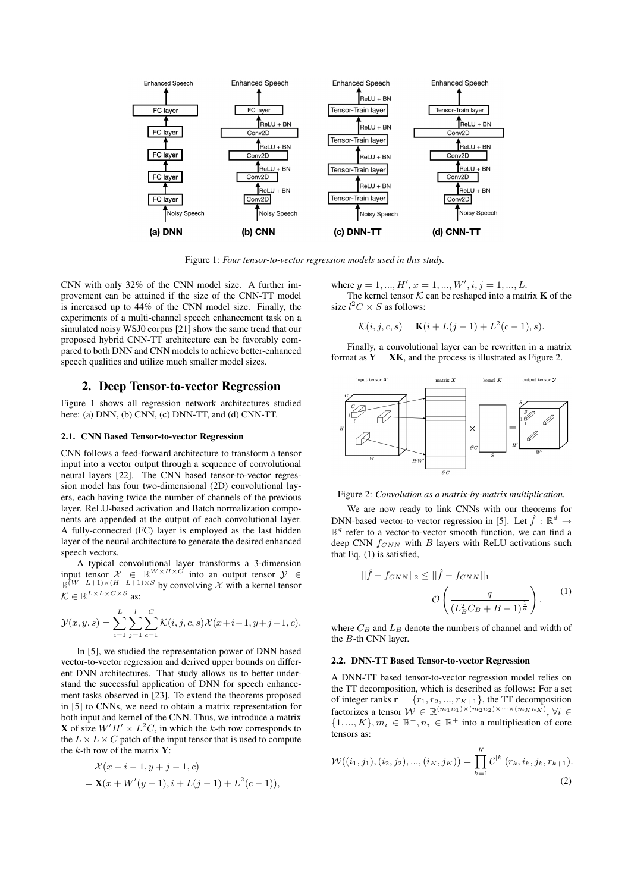Figure 1: *Four tensor-to-vector regression models used in this study.*

CNN with only 32% of the CNN model size. A further improvement can be attained if the size of the CNN-TT model is increased up to 44% of the CNN model size. Finally, the experiments of a multi-channel speech enhancement task on a simulated noisy WSJ0 corpus [21] show the same trend that our proposed hybrid CNN-TT architecture can be favorably compared to both DNN and CNN models to achieve better-enhanced speech qualities and utilize much smaller model sizes.

## 2. Deep Tensor-to-vector Regression

Figure 1 shows all regression network architectures studied here: (a) DNN, (b) CNN, (c) DNN-TT, and (d) CNN-TT.

### 2.1. CNN Based Tensor-to-vector Regression

CNN follows a feed-forward architecture to transform a tensor input into a vector output through a sequence of convolutional neural layers [22]. The CNN based tensor-to-vector regression model has four two-dimensional (2D) convolutional layers, each having twice the number of channels of the previous layer. ReLU-based activation and Batch normalization components are appended at the output of each convolutional layer. A fully-connected (FC) layer is employed as the last hidden layer of the neural architecture to generate the desired enhanced speech vectors.

A typical convolutional layer transforms a 3-dimension input tensor $\mathcal{X} \in \mathbb{R}^{W \times H \times C}$ into an output tensor $\mathcal{Y} \in \mathbb{R}^{(W-L+1)\times(H-L+1)\times S}$ by convolving $\mathcal{X}$ with a kernel tensor $\mathcal{K} \in \mathbb{R}^{L \times L \times C \times S}$ as:

$$\mathcal{Y}(x, y, s) = \sum_{i=1}^{L} \sum_{j=1}^{l} \sum_{c=1}^{C} \mathcal{K}(i, j, c, s)\mathcal{X}(x+i-1, y+j-1, c).$$

In [5], we studied the representation power of DNN based vector-to-vector regression and derived upper bounds on different DNN architectures. That study allows us to better understand the successful application of DNN for speech enhancement tasks observed in [23]. To extend the theorems proposed in [5] to CNNs, we need to obtain a matrix representation for both input and kernel of the CNN. Thus, we introduce a matrix $\mathbf{X}$ of size $W'H' \times L^2C$, in which the $k$-th row corresponds to the $L \times L \times C$ patch of the input tensor that is used to compute the $k$-th row of the matrix $\mathbf{Y}$:

$$\begin{aligned}&\mathcal{X}(x+i-1, y+j-1, c)\\ &= \mathbf{X}(x + W'(y-1), i + L(j-1) + L^2(c-1)),\end{aligned}$$

where $y = 1, ..., H', x = 1, ..., W', i, j = 1, ..., L$.

The kernel tensor $\mathcal{K}$ can be reshaped into a matrix $\mathbf{K}$ of the size $l^2C \times S$ as follows:

$$\mathcal{K}(i, j, c, s) = \mathbf{K}(i + L(j-1) + L^2(c-1), s).$$

Finally, a convolutional layer can be rewritten in a matrix format as $\mathbf{Y} = \mathbf{XK}$, and the process is illustrated as Figure 2.

Figure 2: *Convolution as a matrix-by-matrix multiplication.*

We are now ready to link CNNs with our theorems for DNN-based vector-to-vector regression in [5]. Let $\hat{f} : \mathbb{R}^d \to \mathbb{R}^q$ refer to a vector-to-vector smooth function, we can find a deep CNN $f_{CNN}$ with $B$ layers with ReLU activations such that Eq. (1) is satisfied,

$$\begin{aligned}||\hat{f} - f_{CNN}||_2 &\leq ||\hat{f} - f_{CNN}||_1\\ &= \mathcal{O}\left(\frac{q}{(L_B^2 C_B + B - 1)^{\frac{1}{d}}}\right),\end{aligned} \tag{1}$$

where $C_B$ and $L_B$ denote the numbers of channel and width of the $B$-th CNN layer.

### 2.2. DNN-TT Based Tensor-to-vector Regression

A DNN-TT based tensor-to-vector regression model relies on the TT decomposition, which is described as follows: For a set of integer ranks $\mathbf{r} = \{r_1, r_2, ..., r_{K+1}\}$, the TT decomposition factorizes a tensor $\mathcal{W} \in \mathbb{R}^{(m_1n_1)\times(m_2n_2)\times\cdots\times(m_Kn_K)}$, $\forall i \in \{1, ..., K\}, m_i \in \mathbb{R}^+, n_i \in \mathbb{R}^+$ into a multiplication of core tensors as:

$$\mathcal{W}((i_1, j_1), (i_2, j_2), ..., (i_K, j_K)) = \prod_{k=1}^{K} \mathcal{C}^{[k]}(r_k, i_k, j_k, r_{k+1}). \tag{2}$$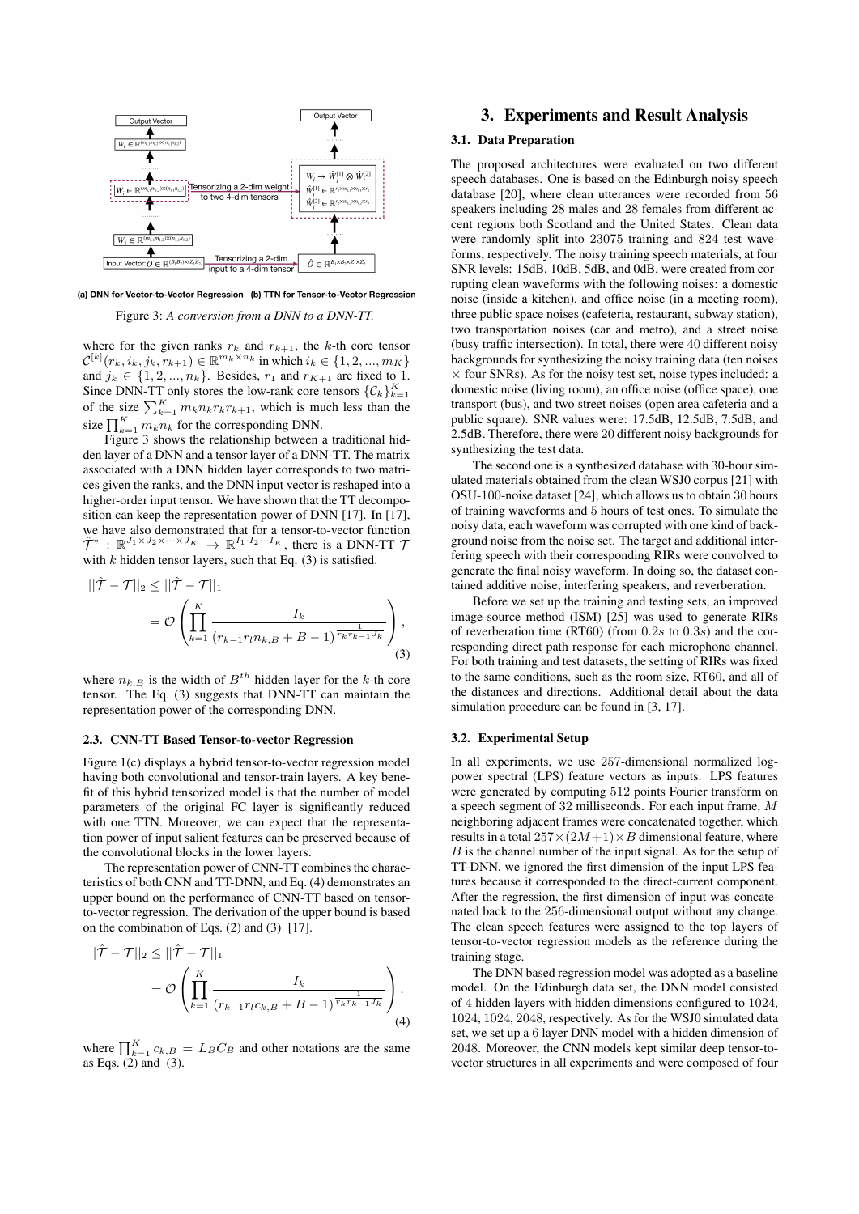Figure 3: *A conversion from a DNN to a DNN-TT.*

where for the given ranks $r_k$ and $r_{k+1}$, the $k$-th core tensor $\mathcal{C}^{[k]}(r_k, i_k, j_k, r_{k+1}) \in \mathbb{R}^{m_k \times n_k}$ in which $i_k \in \{1, 2, ..., m_K\}$ and $j_k \in \{1, 2, ..., n_k\}$. Besides, $r_1$ and $r_{K+1}$ are fixed to 1. Since DNN-TT only stores the low-rank core tensors $\{\mathcal{C}_k\}_{k=1}^{K}$ of the size $\sum_{k=1}^{K} m_k n_k r_k r_{k+1}$, which is much less than the size $\prod_{k=1}^{K} m_k n_k$ for the corresponding DNN.

Figure 3 shows the relationship between a traditional hidden layer of a DNN and a tensor layer of a DNN-TT. The matrix associated with a DNN hidden layer corresponds to two matrices given the ranks, and the DNN input vector is reshaped into a higher-order input tensor. We have shown that the TT decomposition can keep the representation power of DNN [17]. In [17], we have also demonstrated that for a tensor-to-vector function $\hat{\mathcal{T}}^* : \mathbb{R}^{J_1 \times J_2 \times \cdots \times J_K} \rightarrow \mathbb{R}^{I_1 \cdot I_2 \cdots I_K}$, there is a DNN-TT $\mathcal{T}$ with $k$ hidden tensor layers, such that Eq. (3) is satisfied.

$$||\hat{\mathcal{T}} - \mathcal{T}||_2 \leq ||\hat{\mathcal{T}} - \mathcal{T}||_1 = \mathcal{O}\left( \prod_{k=1}^{K} \frac{I_k}{(r_{k-1} r_l n_{k,B} + B - 1)^{\frac{1}{r_k r_{k-1} J_k}}} \right), \tag{3}$$

where $n_{k,B}$ is the width of $B^{th}$ hidden layer for the $k$-th core tensor. The Eq. (3) suggests that DNN-TT can maintain the representation power of the corresponding DNN.

### 2.3. CNN-TT Based Tensor-to-vector Regression

Figure 1(c) displays a hybrid tensor-to-vector regression model having both convolutional and tensor-train layers. A key benefit of this hybrid tensorized model is that the number of model parameters of the original FC layer is significantly reduced with one TTN. Moreover, we can expect that the representation power of input salient features can be preserved because of the convolutional blocks in the lower layers.

The representation power of CNN-TT combines the characteristics of both CNN and TT-DNN, and Eq. (4) demonstrates an upper bound on the performance of CNN-TT based on tensor-to-vector regression. The derivation of the upper bound is based on the combination of Eqs. (2) and (3) [17].

$$||\hat{\mathcal{T}} - \mathcal{T}||_2 \leq ||\hat{\mathcal{T}} - \mathcal{T}||_1 = \mathcal{O}\left( \prod_{k=1}^{K} \frac{I_k}{(r_{k-1} r_l c_{k,B} + B - 1)^{\frac{1}{r_k r_{k-1} J_k}}} \right). \tag{4}$$

where $\prod_{k=1}^{K} c_{k,B} = L_B C_B$ and other notations are the same as Eqs. (2) and (3).

## 3. Experiments and Result Analysis

### 3.1. Data Preparation

The proposed architectures were evaluated on two different speech databases. One is based on the Edinburgh noisy speech database [20], where clean utterances were recorded from 56 speakers including 28 males and 28 females from different accent regions both Scotland and the United States. Clean data were randomly split into 23075 training and 824 test waveforms, respectively. The noisy training speech materials, at four SNR levels: 15dB, 10dB, 5dB, and 0dB, were created from corrupting clean waveforms with the following noises: a domestic noise (inside a kitchen), and office noise (in a meeting room), three public space noises (cafeteria, restaurant, subway station), two transportation noises (car and metro), and a street noise (busy traffic intersection). In total, there were 40 different noisy backgrounds for synthesizing the noisy training data (ten noises × four SNRs). As for the noisy test set, noise types included: a domestic noise (living room), an office noise (office space), one transport (bus), and two street noises (open area cafeteria and a public square). SNR values were: 17.5dB, 12.5dB, 7.5dB, and 2.5dB. Therefore, there were 20 different noisy backgrounds for synthesizing the test data.

The second one is a synthesized database with 30-hour simulated materials obtained from the clean WSJ0 corpus [21] with OSU-100-noise dataset [24], which allows us to obtain 30 hours of training waveforms and 5 hours of test ones. To simulate the noisy data, each waveform was corrupted with one kind of background noise from the noise set. The target and additional interfering speech with their corresponding RIRs were convolved to generate the final noisy waveform. In doing so, the dataset contained additive noise, interfering speakers, and reverberation.

Before we set up the training and testing sets, an improved image-source method (ISM) [25] was used to generate RIRs of reverberation time (RT60) (from $0.2s$ to $0.3s$) and the corresponding direct path response for each microphone channel. For both training and test datasets, the setting of RIRs was fixed to the same conditions, such as the room size, RT60, and all of the distances and directions. Additional detail about the data simulation procedure can be found in [3, 17].

### 3.2. Experimental Setup

In all experiments, we use 257-dimensional normalized log-power spectral (LPS) feature vectors as inputs. LPS features were generated by computing 512 points Fourier transform on a speech segment of 32 milliseconds. For each input frame, $M$ neighboring adjacent frames were concatenated together, which results in a total $257 \times (2M+1) \times B$ dimensional feature, where $B$ is the channel number of the input signal. As for the setup of TT-DNN, we ignored the first dimension of the input LPS features because it corresponded to the direct-current component. After the regression, the first dimension of input was concatenated back to the 256-dimensional output without any change. The clean speech features were assigned to the top layers of tensor-to-vector regression models as the reference during the training stage.

The DNN based regression model was adopted as a baseline model. On the Edinburgh data set, the DNN model consisted of 4 hidden layers with hidden dimensions configured to 1024, 1024, 1024, 2048, respectively. As for the WSJ0 simulated data set, we set up a 6 layer DNN model with a hidden dimension of 2048. Moreover, the CNN models kept similar deep tensor-to-vector structures in all experiments and were composed of four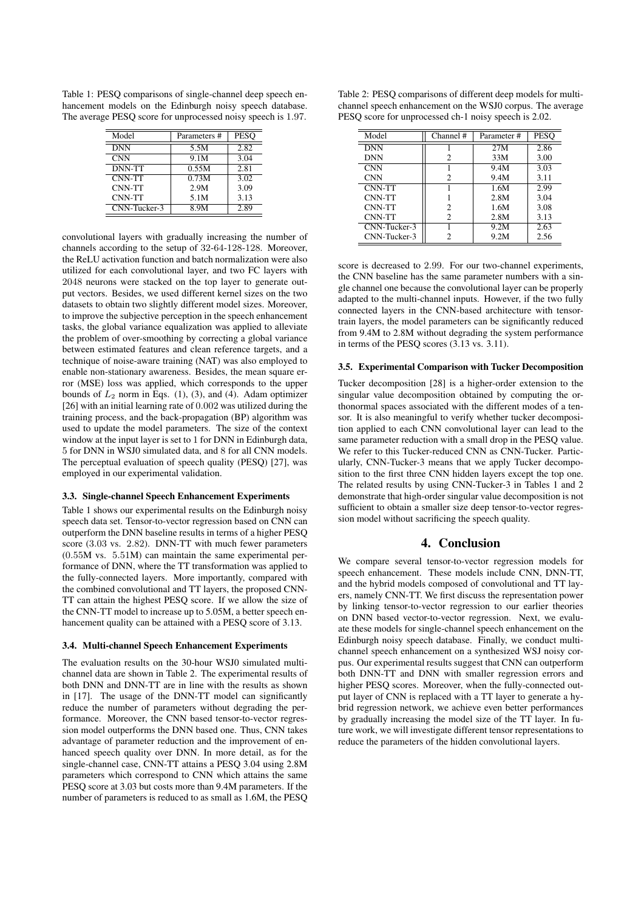Table 1: PESQ comparisons of single-channel deep speech enhancement models on the Edinburgh noisy speech database. The average PESQ score for unprocessed noisy speech is 1.97.

| Model | Parameters # | PESQ |
|---|---|---|
| DNN | 5.5M | 2.82 |
| CNN | 9.1M | 3.04 |
| DNN-TT | 0.55M | 2.81 |
| CNN-TT | 0.73M | 3.02 |
| CNN-TT | 2.9M | 3.09 |
| CNN-TT | 5.1M | 3.13 |
| CNN-Tucker-3 | 8.9M | 2.89 |

convolutional layers with gradually increasing the number of channels according to the setup of 32-64-128-128. Moreover, the ReLU activation function and batch normalization were also utilized for each convolutional layer, and two FC layers with 2048 neurons were stacked on the top layer to generate output vectors. Besides, we used different kernel sizes on the two datasets to obtain two slightly different model sizes. Moreover, to improve the subjective perception in the speech enhancement tasks, the global variance equalization was applied to alleviate the problem of over-smoothing by correcting a global variance between estimated features and clean reference targets, and a technique of noise-aware training (NAT) was also employed to enable non-stationary awareness. Besides, the mean square error (MSE) loss was applied, which corresponds to the upper bounds of $L_2$ norm in Eqs. (1), (3), and (4). Adam optimizer [26] with an initial learning rate of 0.002 was utilized during the training process, and the back-propagation (BP) algorithm was used to update the model parameters. The size of the context window at the input layer is set to 1 for DNN in Edinburgh data, 5 for DNN in WSJ0 simulated data, and 8 for all CNN models. The perceptual evaluation of speech quality (PESQ) [27], was employed in our experimental validation.

### 3.3. Single-channel Speech Enhancement Experiments

Table 1 shows our experimental results on the Edinburgh noisy speech data set. Tensor-to-vector regression based on CNN can outperform the DNN baseline results in terms of a higher PESQ score (3.03 vs. 2.82). DNN-TT with much fewer parameters (0.55M vs. 5.51M) can maintain the same experimental performance of DNN, where the TT transformation was applied to the fully-connected layers. More importantly, compared with the combined convolutional and TT layers, the proposed CNN-TT can attain the highest PESQ score. If we allow the size of the CNN-TT model to increase up to 5.05M, a better speech enhancement quality can be attained with a PESQ score of 3.13.

### 3.4. Multi-channel Speech Enhancement Experiments

The evaluation results on the 30-hour WSJ0 simulated multi-channel data are shown in Table 2. The experimental results of both DNN and DNN-TT are in line with the results as shown in [17]. The usage of the DNN-TT model can significantly reduce the number of parameters without degrading the performance. Moreover, the CNN based tensor-to-vector regression model outperforms the DNN based one. Thus, CNN takes advantage of parameter reduction and the improvement of enhanced speech quality over DNN. In more detail, as for the single-channel case, CNN-TT attains a PESQ 3.04 using 2.8M parameters which correspond to CNN which attains the same PESQ score at 3.03 but costs more than 9.4M parameters. If the number of parameters is reduced to as small as 1.6M, the PESQ score is decreased to 2.99. For our two-channel experiments, the CNN baseline has the same parameter numbers with a single channel one because the convolutional layer can be properly adapted to the multi-channel inputs. However, if the two fully connected layers in the CNN-based architecture with tensor-train layers, the model parameters can be significantly reduced from 9.4M to 2.8M without degrading the system performance in terms of the PESQ scores (3.13 vs. 3.11).

Table 2: PESQ comparisons of different deep models for multi-channel speech enhancement on the WSJ0 corpus. The average PESQ score for unprocessed ch-1 noisy speech is 2.02.

| Model | Channel # | Parameter # | PESQ |
|---|---|---|---|
| DNN | 1 | 27M | 2.86 |
| DNN | 2 | 33M | 3.00 |
| CNN | 1 | 9.4M | 3.03 |
| CNN | 2 | 9.4M | 3.11 |
| CNN-TT | 1 | 1.6M | 2.99 |
| CNN-TT | 1 | 2.8M | 3.04 |
| CNN-TT | 2 | 1.6M | 3.08 |
| CNN-TT | 2 | 2.8M | 3.13 |
| CNN-Tucker-3 | 1 | 9.2M | 2.63 |
| CNN-Tucker-3 | 2 | 9.2M | 2.56 |

### 3.5. Experimental Comparison with Tucker Decomposition

Tucker decomposition [28] is a higher-order extension to the singular value decomposition obtained by computing the orthonormal spaces associated with the different modes of a tensor. It is also meaningful to verify whether tucker decomposition applied to each CNN convolutional layer can lead to the same parameter reduction with a small drop in the PESQ value. We refer to this Tucker-reduced CNN as CNN-Tucker. Particularly, CNN-Tucker-3 means that we apply Tucker decomposition to the first three CNN hidden layers except the top one. The related results by using CNN-Tucker-3 in Tables 1 and 2 demonstrate that high-order singular value decomposition is not sufficient to obtain a smaller size deep tensor-to-vector regression model without sacrificing the speech quality.

## 4. Conclusion

We compare several tensor-to-vector regression models for speech enhancement. These models include CNN, DNN-TT, and the hybrid models composed of convolutional and TT layers, namely CNN-TT. We first discuss the representation power by linking tensor-to-vector regression to our earlier theories on DNN based vector-to-vector regression. Next, we evaluate these models for single-channel speech enhancement on the Edinburgh noisy speech database. Finally, we conduct multi-channel speech enhancement on a synthesized WSJ noisy corpus. Our experimental results suggest that CNN can outperform both DNN-TT and DNN with smaller regression errors and higher PESQ scores. Moreover, when the fully-connected output layer of CNN is replaced with a TT layer to generate a hybrid regression network, we achieve even better performances by gradually increasing the model size of the TT layer. In future work, we will investigate different tensor representations to reduce the parameters of the hidden convolutional layers.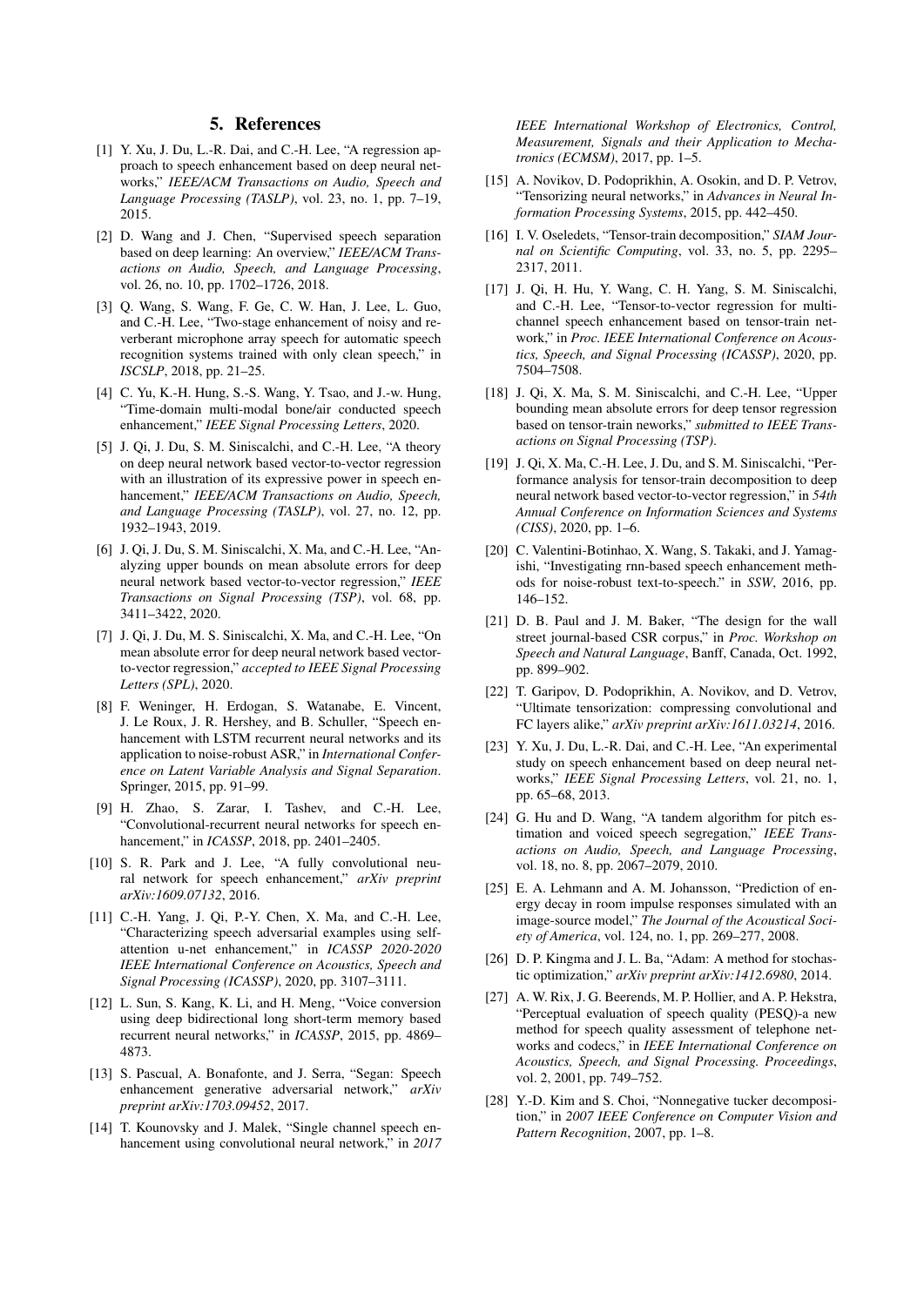## 5. References

[1] Y. Xu, J. Du, L.-R. Dai, and C.-H. Lee, "A regression approach to speech enhancement based on deep neural networks," *IEEE/ACM Transactions on Audio, Speech and Language Processing (TASLP)*, vol. 23, no. 1, pp. 7–19, 2015.

[2] D. Wang and J. Chen, "Supervised speech separation based on deep learning: An overview," *IEEE/ACM Transactions on Audio, Speech, and Language Processing*, vol. 26, no. 10, pp. 1702–1726, 2018.

[3] Q. Wang, S. Wang, F. Ge, C. W. Han, J. Lee, L. Guo, and C.-H. Lee, "Two-stage enhancement of noisy and reverberant microphone array speech for automatic speech recognition systems trained with only clean speech," in *ISCSLP*, 2018, pp. 21–25.

[4] C. Yu, K.-H. Hung, S.-S. Wang, Y. Tsao, and J.-w. Hung, "Time-domain multi-modal bone/air conducted speech enhancement," *IEEE Signal Processing Letters*, 2020.

[5] J. Qi, J. Du, S. M. Siniscalchi, and C.-H. Lee, "A theory on deep neural network based vector-to-vector regression with an illustration of its expressive power in speech enhancement," *IEEE/ACM Transactions on Audio, Speech, and Language Processing (TASLP)*, vol. 27, no. 12, pp. 1932–1943, 2019.

[6] J. Qi, J. Du, S. M. Siniscalchi, X. Ma, and C.-H. Lee, "Analyzing upper bounds on mean absolute errors for deep neural network based vector-to-vector regression," *IEEE Transactions on Signal Processing (TSP)*, vol. 68, pp. 3411–3422, 2020.

[7] J. Qi, J. Du, M. S. Siniscalchi, X. Ma, and C.-H. Lee, "On mean absolute error for deep neural network based vector-to-vector regression," *accepted to IEEE Signal Processing Letters (SPL)*, 2020.

[8] F. Weninger, H. Erdogan, S. Watanabe, E. Vincent, J. Le Roux, J. R. Hershey, and B. Schuller, "Speech enhancement with LSTM recurrent neural networks and its application to noise-robust ASR," in *International Conference on Latent Variable Analysis and Signal Separation*. Springer, 2015, pp. 91–99.

[9] H. Zhao, S. Zarar, I. Tashev, and C.-H. Lee, "Convolutional-recurrent neural networks for speech enhancement," in *ICASSP*, 2018, pp. 2401–2405.

[10] S. R. Park and J. Lee, "A fully convolutional neural network for speech enhancement," *arXiv preprint arXiv:1609.07132*, 2016.

[11] C.-H. Yang, J. Qi, P.-Y. Chen, X. Ma, and C.-H. Lee, "Characterizing speech adversarial examples using self-attention u-net enhancement," in *ICASSP 2020-2020 IEEE International Conference on Acoustics, Speech and Signal Processing (ICASSP)*, 2020, pp. 3107–3111.

[12] L. Sun, S. Kang, K. Li, and H. Meng, "Voice conversion using deep bidirectional long short-term memory based recurrent neural networks," in *ICASSP*, 2015, pp. 4869–4873.

[13] S. Pascual, A. Bonafonte, and J. Serra, "Segan: Speech enhancement generative adversarial network," *arXiv preprint arXiv:1703.09452*, 2017.

[14] T. Kounovsky and J. Malek, "Single channel speech enhancement using convolutional neural network," in *2017 IEEE International Workshop of Electronics, Control, Measurement, Signals and their Application to Mechatronics (ECMSM)*, 2017, pp. 1–5.

[15] A. Novikov, D. Podoprikhin, A. Osokin, and D. P. Vetrov, "Tensorizing neural networks," in *Advances in Neural Information Processing Systems*, 2015, pp. 442–450.

[16] I. V. Oseledets, "Tensor-train decomposition," *SIAM Journal on Scientific Computing*, vol. 33, no. 5, pp. 2295–2317, 2011.

[17] J. Qi, H. Hu, Y. Wang, C. H. Yang, S. M. Siniscalchi, and C.-H. Lee, "Tensor-to-vector regression for multichannel speech enhancement based on tensor-train network," in *Proc. IEEE International Conference on Acoustics, Speech, and Signal Processing (ICASSP)*, 2020, pp. 7504–7508.

[18] J. Qi, X. Ma, S. M. Siniscalchi, and C.-H. Lee, "Upper bounding mean absolute errors for deep tensor regression based on tensor-train neworks," *submitted to IEEE Transactions on Signal Processing (TSP)*.

[19] J. Qi, X. Ma, C.-H. Lee, J. Du, and S. M. Siniscalchi, "Performance analysis for tensor-train decomposition to deep neural network based vector-to-vector regression," in *54th Annual Conference on Information Sciences and Systems (CISS)*, 2020, pp. 1–6.

[20] C. Valentini-Botinhao, X. Wang, S. Takaki, and J. Yamagishi, "Investigating rnn-based speech enhancement methods for noise-robust text-to-speech." in *SSW*, 2016, pp. 146–152.

[21] D. B. Paul and J. M. Baker, "The design for the wall street journal-based CSR corpus," in *Proc. Workshop on Speech and Natural Language*, Banff, Canada, Oct. 1992, pp. 899–902.

[22] T. Garipov, D. Podoprikhin, A. Novikov, and D. Vetrov, "Ultimate tensorization: compressing convolutional and FC layers alike," *arXiv preprint arXiv:1611.03214*, 2016.

[23] Y. Xu, J. Du, L.-R. Dai, and C.-H. Lee, "An experimental study on speech enhancement based on deep neural networks," *IEEE Signal Processing Letters*, vol. 21, no. 1, pp. 65–68, 2013.

[24] G. Hu and D. Wang, "A tandem algorithm for pitch estimation and voiced speech segregation," *IEEE Transactions on Audio, Speech, and Language Processing*, vol. 18, no. 8, pp. 2067–2079, 2010.

[25] E. A. Lehmann and A. M. Johansson, "Prediction of energy decay in room impulse responses simulated with an image-source model," *The Journal of the Acoustical Society of America*, vol. 124, no. 1, pp. 269–277, 2008.

[26] D. P. Kingma and J. L. Ba, "Adam: A method for stochastic optimization," *arXiv preprint arXiv:1412.6980*, 2014.

[27] A. W. Rix, J. G. Beerends, M. P. Hollier, and A. P. Hekstra, "Perceptual evaluation of speech quality (PESQ)-a new method for speech quality assessment of telephone networks and codecs," in *IEEE International Conference on Acoustics, Speech, and Signal Processing. Proceedings*, vol. 2, 2001, pp. 749–752.

[28] Y.-D. Kim and S. Choi, "Nonnegative tucker decomposition," in *2007 IEEE Conference on Computer Vision and Pattern Recognition*, 2007, pp. 1–8.